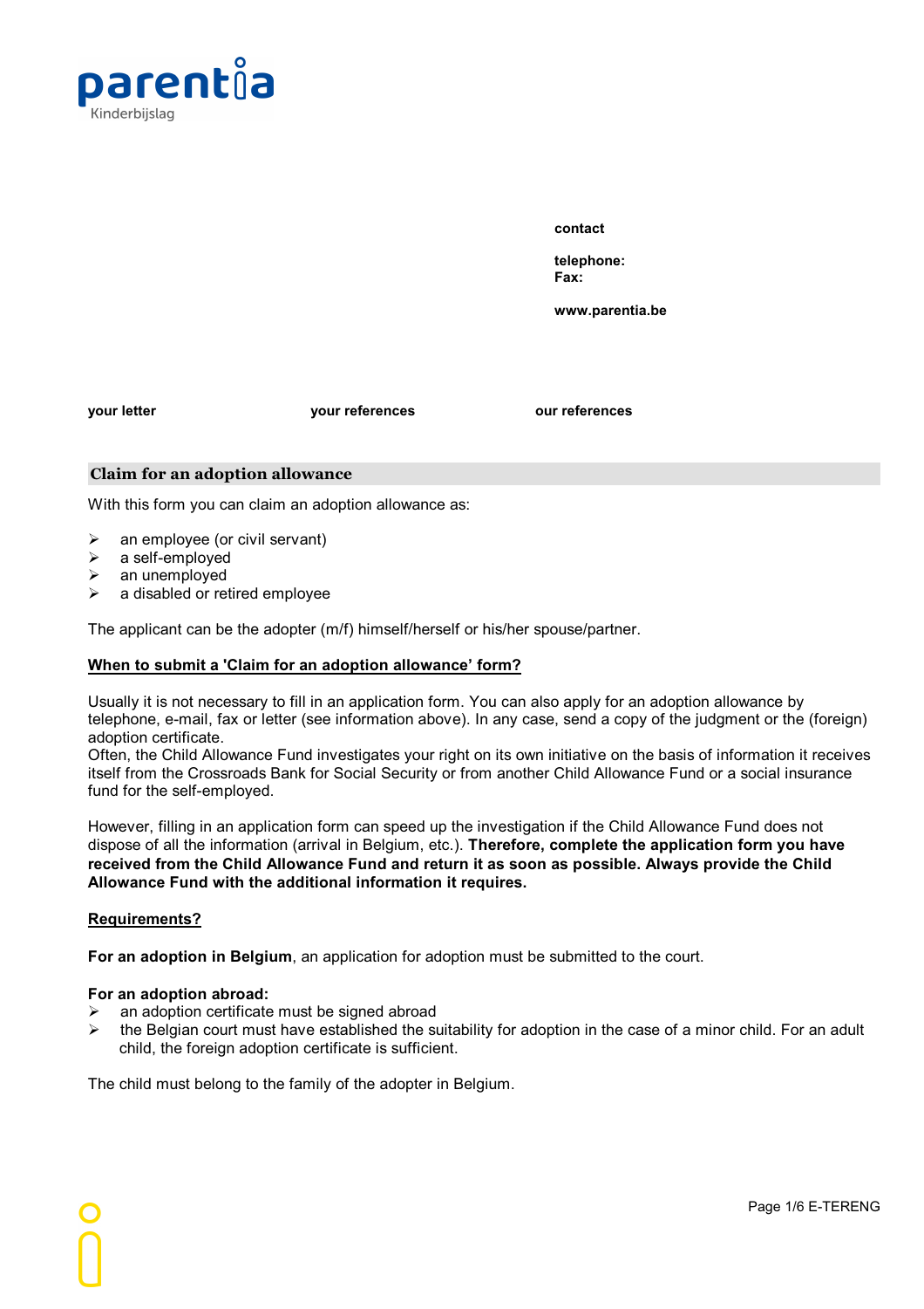parentia
Kinderbijslag

**contact**

**telephone:**
**Fax:**

**www.parentia.be**

| **your letter** | **your references** | **our references** |
|---|---|---|

## Claim for an adoption allowance

With this form you can claim an adoption allowance as:

- an employee (or civil servant)
- a self-employed
- an unemployed
- a disabled or retired employee

The applicant can be the adopter (m/f) himself/herself or his/her spouse/partner.

### When to submit a 'Claim for an adoption allowance' form?

Usually it is not necessary to fill in an application form. You can also apply for an adoption allowance by telephone, e-mail, fax or letter (see information above). In any case, send a copy of the judgment or the (foreign) adoption certificate.
Often, the Child Allowance Fund investigates your right on its own initiative on the basis of information it receives itself from the Crossroads Bank for Social Security or from another Child Allowance Fund or a social insurance fund for the self-employed.

However, filling in an application form can speed up the investigation if the Child Allowance Fund does not dispose of all the information (arrival in Belgium, etc.). **Therefore, complete the application form you have received from the Child Allowance Fund and return it as soon as possible. Always provide the Child Allowance Fund with the additional information it requires.**

### Requirements?

**For an adoption in Belgium**, an application for adoption must be submitted to the court.

**For an adoption abroad:**

- an adoption certificate must be signed abroad
- the Belgian court must have established the suitability for adoption in the case of a minor child. For an adult child, the foreign adoption certificate is sufficient.

The child must belong to the family of the adopter in Belgium.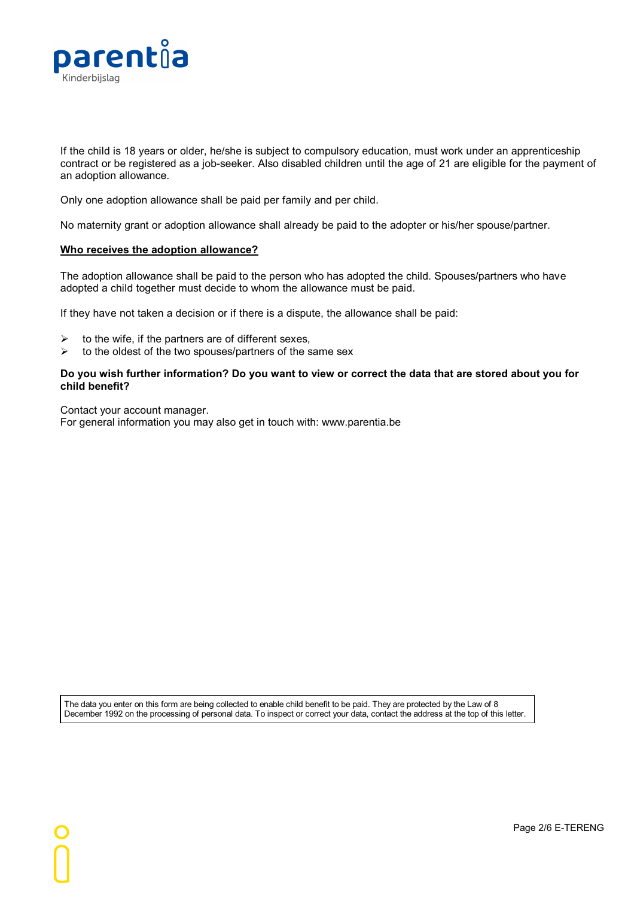If the child is 18 years or older, he/she is subject to compulsory education, must work under an apprenticeship contract or be registered as a job-seeker. Also disabled children until the age of 21 are eligible for the payment of an adoption allowance.

Only one adoption allowance shall be paid per family and per child.

No maternity grant or adoption allowance shall already be paid to the adopter or his/her spouse/partner.

**Who receives the adoption allowance?**

The adoption allowance shall be paid to the person who has adopted the child. Spouses/partners who have adopted a child together must decide to whom the allowance must be paid.

If they have not taken a decision or if there is a dispute, the allowance shall be paid:

- to the wife, if the partners are of different sexes,
- to the oldest of the two spouses/partners of the same sex

**Do you wish further information? Do you want to view or correct the data that are stored about you for child benefit?**

Contact your account manager.
For general information you may also get in touch with: www.parentia.be

The data you enter on this form are being collected to enable child benefit to be paid. They are protected by the Law of 8 December 1992 on the processing of personal data. To inspect or correct your data, contact the address at the top of this letter.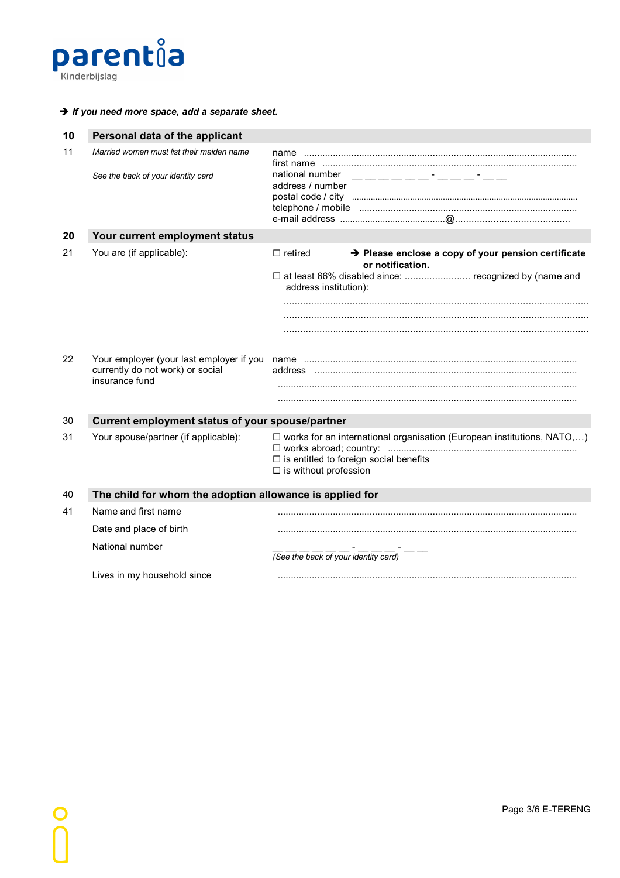parentia
Kinderbijslag

➔ ***If you need more space, add a separate sheet.***

## 10 Personal data of the applicant

| | | |
|---|---|---|
| 11 | *Married women must list their maiden name* | name ........................................................................................................ |
| | | first name ................................................................................................. |
| | *See the back of your identity card* | national number __ __ __ __ __ __ - __ __ __ - __ __ |
| | | address / number |
| | | postal code / city ......................................................................................... |
| | | telephone / mobile ........................................................................................ |
| | | e-mail address ..........................................@.......................................... |

## 20 Your current employment status

| | | |
|---|---|---|
| 21 | You are (if applicable): | ☐ retired ➔ **Please enclose a copy of your pension certificate or notification.** |
| | | ☐ at least 66% disabled since: ........................ recognized by (name and address institution): |
| | | ............................................................................................................... |
| | | ............................................................................................................... |
| | | ............................................................................................................... |
| 22 | Your employer (your last employer if you currently do not work) or social insurance fund | name ........................................................................................................ |
| | | address ..................................................................................................... |
| | | ............................................................................................................... |
| | | ............................................................................................................... |

## 30 Current employment status of your spouse/partner

| | | |
|---|---|---|
| 31 | Your spouse/partner (if applicable): | ☐ works for an international organisation (European institutions, NATO,…) |
| | | ☐ works abroad; country: ....................................................................... |
| | | ☐ is entitled to foreign social benefits |
| | | ☐ is without profession |

## 40 The child for whom the adoption allowance is applied for

| | | |
|---|---|---|
| 41 | Name and first name | ............................................................................................................... |
| | Date and place of birth | ............................................................................................................... |
| | National number | __ __ __ __ __ __ - __ __ __ - __ __ *(See the back of your identity card)* |
| | Lives in my household since | ............................................................................................................... |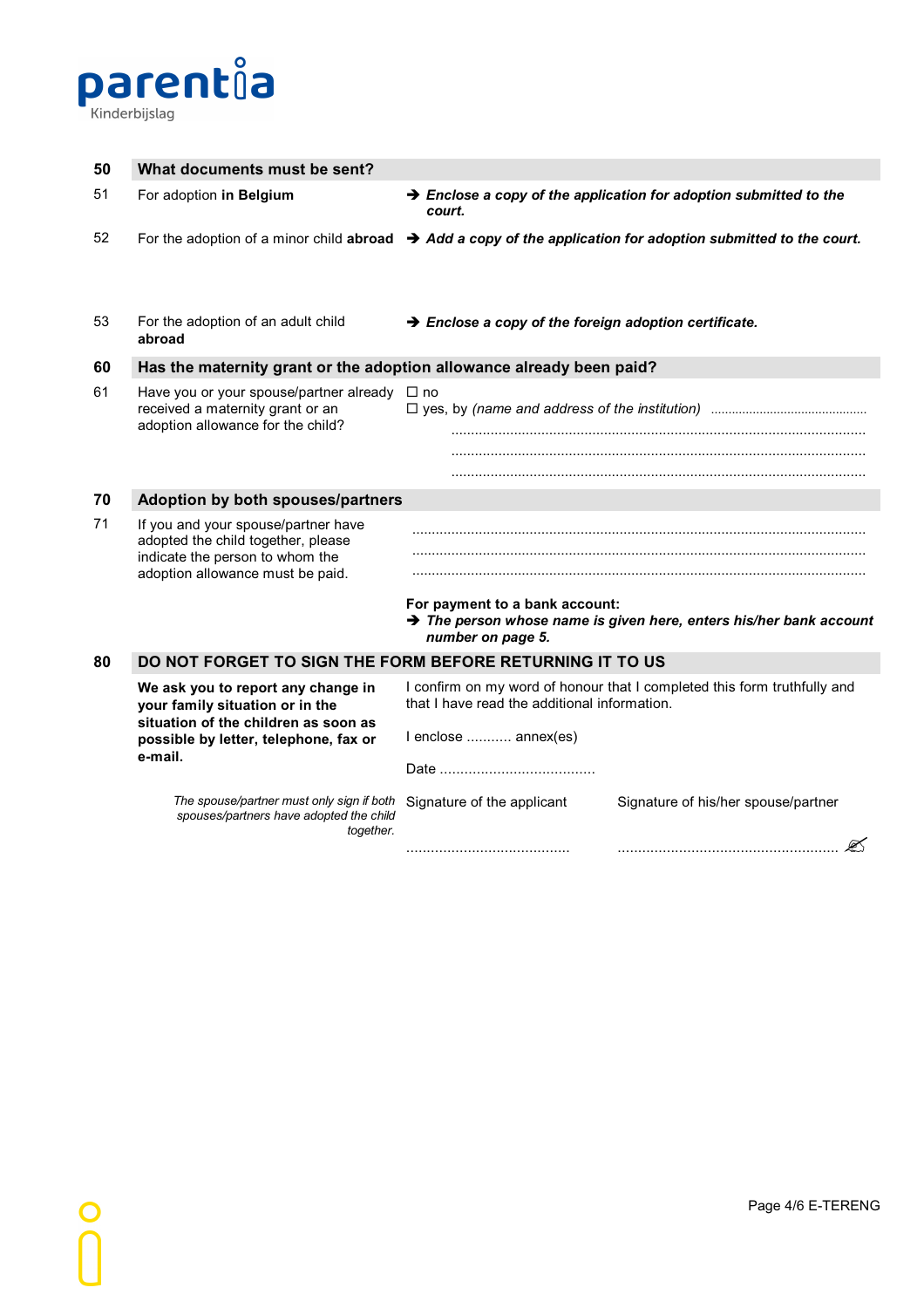parentia
Kinderbijslag

## 50 What documents must be sent?

**51** For adoption **in Belgium**
➔ ***Enclose a copy of the application for adoption submitted to the court.***

**52** For the adoption of a minor child **abroad**
➔ ***Add a copy of the application for adoption submitted to the court.***

**53** For the adoption of an adult child **abroad**
➔ ***Enclose a copy of the foreign adoption certificate.***

## 60 Has the maternity grant or the adoption allowance already been paid?

**61** Have you or your spouse/partner already received a maternity grant or an adoption allowance for the child?

☐ no
☐ yes, by *(name and address of the institution)* ............................................
........................................................................................................
........................................................................................................
........................................................................................................

## 70 Adoption by both spouses/partners

**71** If you and your spouse/partner have adopted the child together, please indicate the person to whom the adoption allowance must be paid.

........................................................................................................
........................................................................................................
........................................................................................................

**For payment to a bank account:**
➔ ***The person whose name is given here, enters his/her bank account number on page 5.***

## 80 DO NOT FORGET TO SIGN THE FORM BEFORE RETURNING IT TO US

**We ask you to report any change in your family situation or in the situation of the children as soon as possible by letter, telephone, fax or e-mail.**

I confirm on my word of honour that I completed this form truthfully and that I have read the additional information.

I enclose ........... annex(es)

Date ......................................

*The spouse/partner must only sign if both spouses/partners have adopted the child together.*

| Signature of the applicant | Signature of his/her spouse/partner |
|---|---|
| ......................................... | ...................................................... |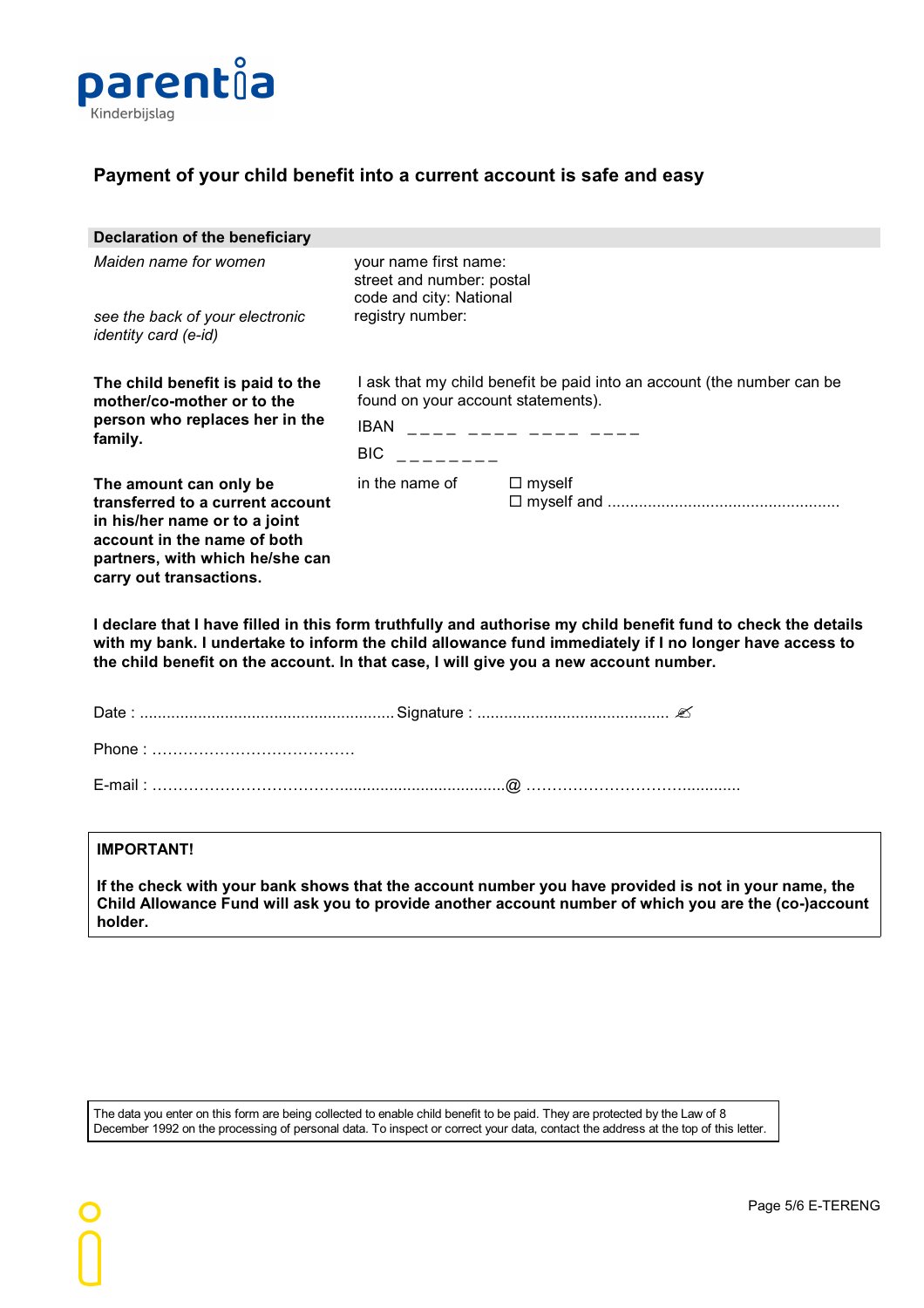parentia
Kinderbijslag

## Payment of your child benefit into a current account is safe and easy

| Declaration of the beneficiary | |
|---|---|
| *Maiden name for women*<br><br>*see the back of your electronic identity card (e-id)* | your name first name: street and number: postal code and city: National registry number: |
| **The child benefit is paid to the mother/co-mother or to the person who replaces her in the family.** | I ask that my child benefit be paid into an account (the number can be found on your account statements).<br>IBAN \_\_\_\_ \_\_\_\_ \_\_\_\_ \_\_\_\_<br>BIC \_\_\_\_\_\_\_\_ |
| **The amount can only be transferred to a current account in his/her name or to a joint account in the name of both partners, with which he/she can carry out transactions.** | in the name of ☐ myself<br>☐ myself and ................................................... |

**I declare that I have filled in this form truthfully and authorise my child benefit fund to check the details with my bank. I undertake to inform the child allowance fund immediately if I no longer have access to the child benefit on the account. In that case, I will give you a new account number.**

Date : ......................................................... Signature : ........................................... ✍

Phone : …………………………………

E-mail : …………………………………...................................@ ……………………………............

**IMPORTANT!**

**If the check with your bank shows that the account number you have provided is not in your name, the Child Allowance Fund will ask you to provide another account number of which you are the (co-)account holder.**

The data you enter on this form are being collected to enable child benefit to be paid. They are protected by the Law of 8 December 1992 on the processing of personal data. To inspect or correct your data, contact the address at the top of this letter.